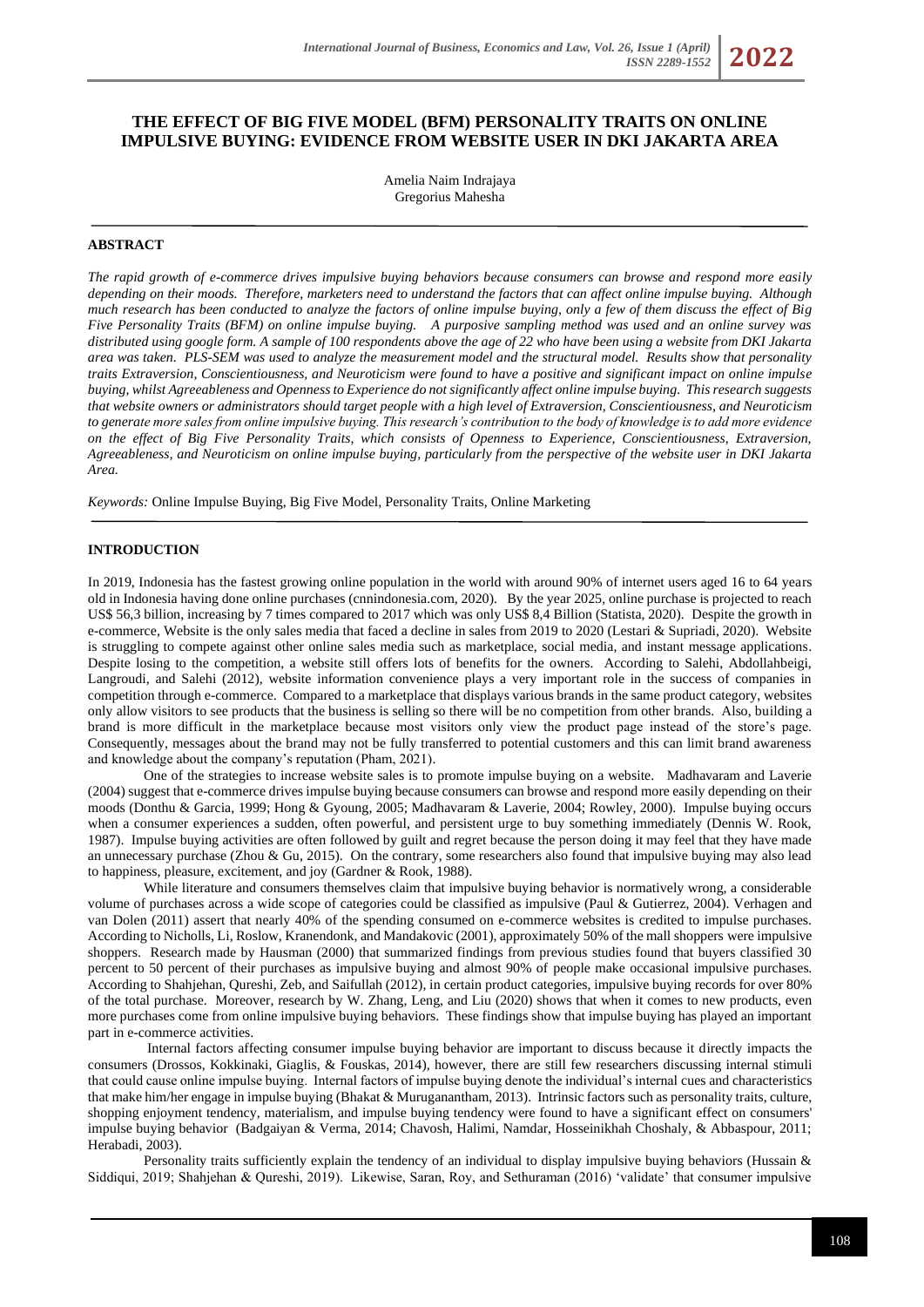# THE EFFECT OF BIG FIVE MODEL (BFM) PERSONALITY TRAITS ON ONLINE IMPULSIVE BUYING: EVIDENCE FROM WEBSITE USER IN DKI JAKARTA AREA

Amelia Naim Indrajaya
Gregorius Mahesha

## ABSTRACT

*The rapid growth of e-commerce drives impulsive buying behaviors because consumers can browse and respond more easily depending on their moods. Therefore, marketers need to understand the factors that can affect online impulse buying. Although much research has been conducted to analyze the factors of online impulse buying, only a few of them discuss the effect of Big Five Personality Traits (BFM) on online impulse buying. A purposive sampling method was used and an online survey was distributed using google form. A sample of 100 respondents above the age of 22 who have been using a website from DKI Jakarta area was taken. PLS-SEM was used to analyze the measurement model and the structural model. Results show that personality traits Extraversion, Conscientiousness, and Neuroticism were found to have a positive and significant impact on online impulse buying, whilst Agreeableness and Openness to Experience do not significantly affect online impulse buying. This research suggests that website owners or administrators should target people with a high level of Extraversion, Conscientiousness, and Neuroticism to generate more sales from online impulsive buying. This research's contribution to the body of knowledge is to add more evidence on the effect of Big Five Personality Traits, which consists of Openness to Experience, Conscientiousness, Extraversion, Agreeableness, and Neuroticism on online impulse buying, particularly from the perspective of the website user in DKI Jakarta Area.*

*Keywords:* Online Impulse Buying, Big Five Model, Personality Traits, Online Marketing

## INTRODUCTION

In 2019, Indonesia has the fastest growing online population in the world with around 90% of internet users aged 16 to 64 years old in Indonesia having done online purchases (cnnindonesia.com, 2020). By the year 2025, online purchase is projected to reach US$ 56,3 billion, increasing by 7 times compared to 2017 which was only US$ 8,4 Billion (Statista, 2020). Despite the growth in e-commerce, Website is the only sales media that faced a decline in sales from 2019 to 2020 (Lestari & Supriadi, 2020). Website is struggling to compete against other online sales media such as marketplace, social media, and instant message applications. Despite losing to the competition, a website still offers lots of benefits for the owners. According to Salehi, Abdollahbeigi, Langroudi, and Salehi (2012), website information convenience plays a very important role in the success of companies in competition through e-commerce. Compared to a marketplace that displays various brands in the same product category, websites only allow visitors to see products that the business is selling so there will be no competition from other brands. Also, building a brand is more difficult in the marketplace because most visitors only view the product page instead of the store's page. Consequently, messages about the brand may not be fully transferred to potential customers and this can limit brand awareness and knowledge about the company's reputation (Pham, 2021).

One of the strategies to increase website sales is to promote impulse buying on a website. Madhavaram and Laverie (2004) suggest that e-commerce drives impulse buying because consumers can browse and respond more easily depending on their moods (Donthu & Garcia, 1999; Hong & Gyoung, 2005; Madhavaram & Laverie, 2004; Rowley, 2000). Impulse buying occurs when a consumer experiences a sudden, often powerful, and persistent urge to buy something immediately (Dennis W. Rook, 1987). Impulse buying activities are often followed by guilt and regret because the person doing it may feel that they have made an unnecessary purchase (Zhou & Gu, 2015). On the contrary, some researchers also found that impulsive buying may also lead to happiness, pleasure, excitement, and joy (Gardner & Rook, 1988).

While literature and consumers themselves claim that impulsive buying behavior is normatively wrong, a considerable volume of purchases across a wide scope of categories could be classified as impulsive (Paul & Gutierrez, 2004). Verhagen and van Dolen (2011) assert that nearly 40% of the spending consumed on e-commerce websites is credited to impulse purchases. According to Nicholls, Li, Roslow, Kranendonk, and Mandakovic (2001), approximately 50% of the mall shoppers were impulsive shoppers. Research made by Hausman (2000) that summarized findings from previous studies found that buyers classified 30 percent to 50 percent of their purchases as impulsive buying and almost 90% of people make occasional impulsive purchases. According to Shahjehan, Qureshi, Zeb, and Saifullah (2012), in certain product categories, impulsive buying records for over 80% of the total purchase. Moreover, research by W. Zhang, Leng, and Liu (2020) shows that when it comes to new products, even more purchases come from online impulsive buying behaviors. These findings show that impulse buying has played an important part in e-commerce activities.

Internal factors affecting consumer impulse buying behavior are important to discuss because it directly impacts the consumers (Drossos, Kokkinaki, Giaglis, & Fouskas, 2014), however, there are still few researchers discussing internal stimuli that could cause online impulse buying. Internal factors of impulse buying denote the individual's internal cues and characteristics that make him/her engage in impulse buying (Bhakat & Muruganantham, 2013). Intrinsic factors such as personality traits, culture, shopping enjoyment tendency, materialism, and impulse buying tendency were found to have a significant effect on consumers' impulse buying behavior (Badgaiyan & Verma, 2014; Chavosh, Halimi, Namdar, Hosseinikhah Choshaly, & Abbaspour, 2011; Herabadi, 2003).

Personality traits sufficiently explain the tendency of an individual to display impulsive buying behaviors (Hussain & Siddiqui, 2019; Shahjehan & Qureshi, 2019). Likewise, Saran, Roy, and Sethuraman (2016) 'validate' that consumer impulsive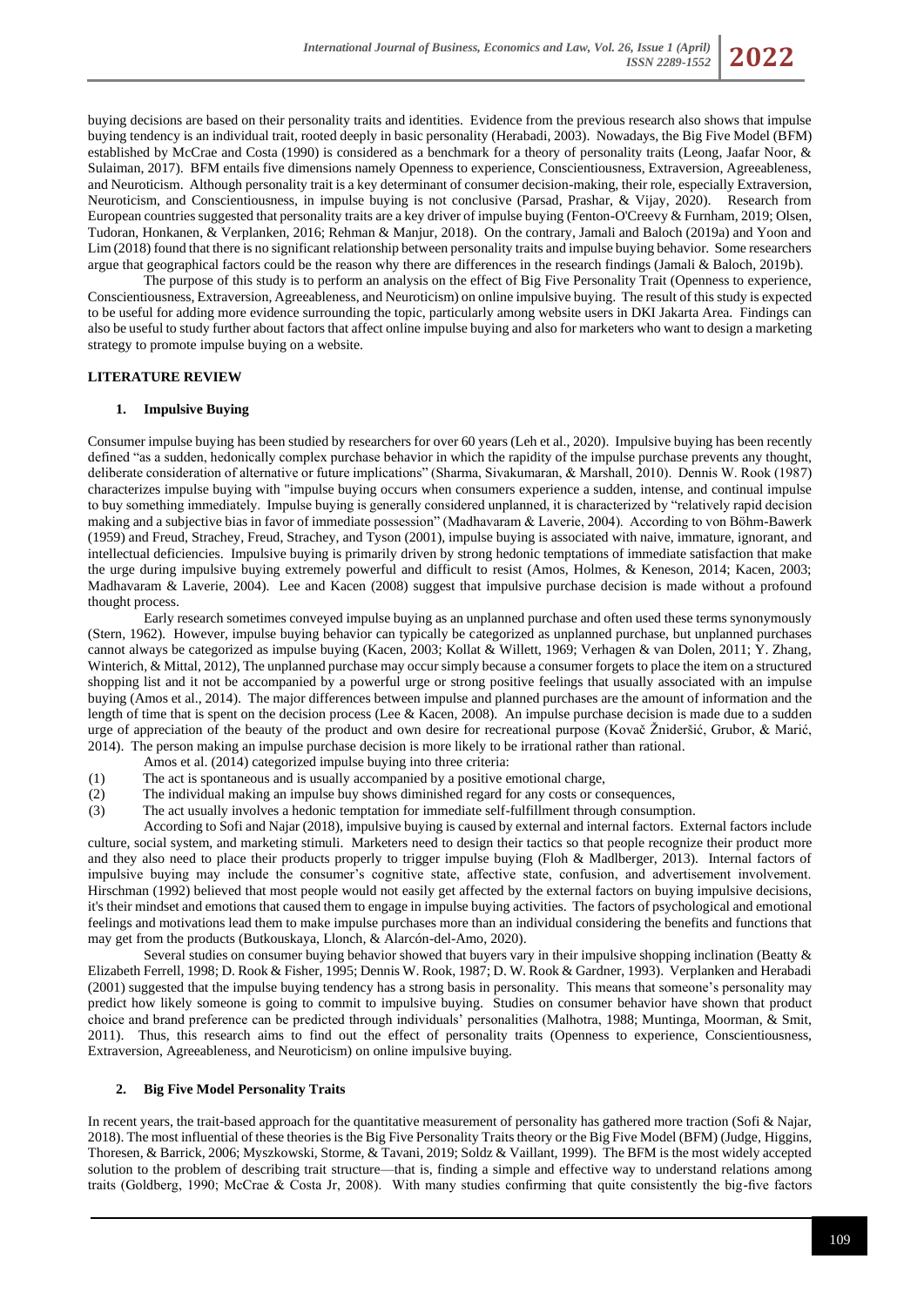buying decisions are based on their personality traits and identities. Evidence from the previous research also shows that impulse buying tendency is an individual trait, rooted deeply in basic personality (Herabadi, 2003). Nowadays, the Big Five Model (BFM) established by McCrae and Costa (1990) is considered as a benchmark for a theory of personality traits (Leong, Jaafar Noor, & Sulaiman, 2017). BFM entails five dimensions namely Openness to experience, Conscientiousness, Extraversion, Agreeableness, and Neuroticism. Although personality trait is a key determinant of consumer decision-making, their role, especially Extraversion, Neuroticism, and Conscientiousness, in impulse buying is not conclusive (Parsad, Prashar, & Vijay, 2020). Research from European countries suggested that personality traits are a key driver of impulse buying (Fenton-O'Creevy & Furnham, 2019; Olsen, Tudoran, Honkanen, & Verplanken, 2016; Rehman & Manjur, 2018). On the contrary, Jamali and Baloch (2019a) and Yoon and Lim (2018) found that there is no significant relationship between personality traits and impulse buying behavior. Some researchers argue that geographical factors could be the reason why there are differences in the research findings (Jamali & Baloch, 2019b).

The purpose of this study is to perform an analysis on the effect of Big Five Personality Trait (Openness to experience, Conscientiousness, Extraversion, Agreeableness, and Neuroticism) on online impulsive buying. The result of this study is expected to be useful for adding more evidence surrounding the topic, particularly among website users in DKI Jakarta Area. Findings can also be useful to study further about factors that affect online impulse buying and also for marketers who want to design a marketing strategy to promote impulse buying on a website.

## LITERATURE REVIEW

### 1. Impulsive Buying

Consumer impulse buying has been studied by researchers for over 60 years (Leh et al., 2020). Impulsive buying has been recently defined "as a sudden, hedonically complex purchase behavior in which the rapidity of the impulse purchase prevents any thought, deliberate consideration of alternative or future implications" (Sharma, Sivakumaran, & Marshall, 2010). Dennis W. Rook (1987) characterizes impulse buying with "impulse buying occurs when consumers experience a sudden, intense, and continual impulse to buy something immediately. Impulse buying is generally considered unplanned, it is characterized by "relatively rapid decision making and a subjective bias in favor of immediate possession" (Madhavaram & Laverie, 2004). According to von Böhm-Bawerk (1959) and Freud, Strachey, Freud, Strachey, and Tyson (2001), impulse buying is associated with naive, immature, ignorant, and intellectual deficiencies. Impulsive buying is primarily driven by strong hedonic temptations of immediate satisfaction that make the urge during impulsive buying extremely powerful and difficult to resist (Amos, Holmes, & Keneson, 2014; Kacen, 2003; Madhavaram & Laverie, 2004). Lee and Kacen (2008) suggest that impulsive purchase decision is made without a profound thought process.

Early research sometimes conveyed impulse buying as an unplanned purchase and often used these terms synonymously (Stern, 1962). However, impulse buying behavior can typically be categorized as unplanned purchase, but unplanned purchases cannot always be categorized as impulse buying (Kacen, 2003; Kollat & Willett, 1969; Verhagen & van Dolen, 2011; Y. Zhang, Winterich, & Mittal, 2012), The unplanned purchase may occur simply because a consumer forgets to place the item on a structured shopping list and it not be accompanied by a powerful urge or strong positive feelings that usually associated with an impulse buying (Amos et al., 2014). The major differences between impulse and planned purchases are the amount of information and the length of time that is spent on the decision process (Lee & Kacen, 2008). An impulse purchase decision is made due to a sudden urge of appreciation of the beauty of the product and own desire for recreational purpose (Kovač Žnideršić, Grubor, & Marić, 2014). The person making an impulse purchase decision is more likely to be irrational rather than rational.

Amos et al. (2014) categorized impulse buying into three criteria:

(1) The act is spontaneous and is usually accompanied by a positive emotional charge,
(2) The individual making an impulse buy shows diminished regard for any costs or consequences,
(3) The act usually involves a hedonic temptation for immediate self-fulfillment through consumption.

According to Sofi and Najar (2018), impulsive buying is caused by external and internal factors. External factors include culture, social system, and marketing stimuli. Marketers need to design their tactics so that people recognize their product more and they also need to place their products properly to trigger impulse buying (Floh & Madlberger, 2013). Internal factors of impulsive buying may include the consumer's cognitive state, affective state, confusion, and advertisement involvement. Hirschman (1992) believed that most people would not easily get affected by the external factors on buying impulsive decisions, it's their mindset and emotions that caused them to engage in impulse buying activities. The factors of psychological and emotional feelings and motivations lead them to make impulse purchases more than an individual considering the benefits and functions that may get from the products (Butkouskaya, Llonch, & Alarcón-del-Amo, 2020).

Several studies on consumer buying behavior showed that buyers vary in their impulsive shopping inclination (Beatty & Elizabeth Ferrell, 1998; D. Rook & Fisher, 1995; Dennis W. Rook, 1987; D. W. Rook & Gardner, 1993). Verplanken and Herabadi (2001) suggested that the impulse buying tendency has a strong basis in personality. This means that someone's personality may predict how likely someone is going to commit to impulsive buying. Studies on consumer behavior have shown that product choice and brand preference can be predicted through individuals' personalities (Malhotra, 1988; Muntinga, Moorman, & Smit, 2011). Thus, this research aims to find out the effect of personality traits (Openness to experience, Conscientiousness, Extraversion, Agreeableness, and Neuroticism) on online impulsive buying.

### 2. Big Five Model Personality Traits

In recent years, the trait-based approach for the quantitative measurement of personality has gathered more traction (Sofi & Najar, 2018). The most influential of these theories is the Big Five Personality Traits theory or the Big Five Model (BFM) (Judge, Higgins, Thoresen, & Barrick, 2006; Myszkowski, Storme, & Tavani, 2019; Soldz & Vaillant, 1999). The BFM is the most widely accepted solution to the problem of describing trait structure—that is, finding a simple and effective way to understand relations among traits (Goldberg, 1990; McCrae & Costa Jr, 2008). With many studies confirming that quite consistently the big-five factors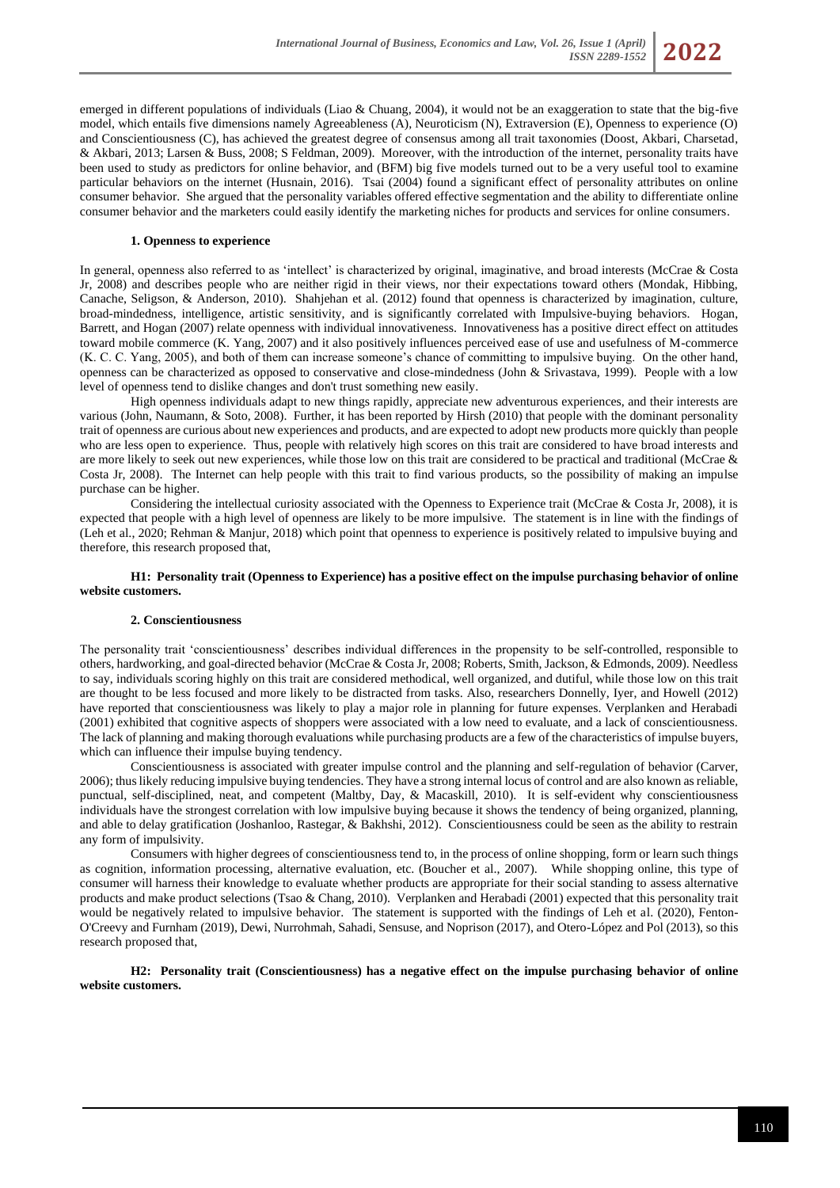emerged in different populations of individuals (Liao & Chuang, 2004), it would not be an exaggeration to state that the big-five model, which entails five dimensions namely Agreeableness (A), Neuroticism (N), Extraversion (E), Openness to experience (O) and Conscientiousness (C), has achieved the greatest degree of consensus among all trait taxonomies (Doost, Akbari, Charsetad, & Akbari, 2013; Larsen & Buss, 2008; S Feldman, 2009). Moreover, with the introduction of the internet, personality traits have been used to study as predictors for online behavior, and (BFM) big five models turned out to be a very useful tool to examine particular behaviors on the internet (Husnain, 2016). Tsai (2004) found a significant effect of personality attributes on online consumer behavior. She argued that the personality variables offered effective segmentation and the ability to differentiate online consumer behavior and the marketers could easily identify the marketing niches for products and services for online consumers.

#### 1. Openness to experience

In general, openness also referred to as 'intellect' is characterized by original, imaginative, and broad interests (McCrae & Costa Jr, 2008) and describes people who are neither rigid in their views, nor their expectations toward others (Mondak, Hibbing, Canache, Seligson, & Anderson, 2010). Shahjehan et al. (2012) found that openness is characterized by imagination, culture, broad-mindedness, intelligence, artistic sensitivity, and is significantly correlated with Impulsive-buying behaviors. Hogan, Barrett, and Hogan (2007) relate openness with individual innovativeness. Innovativeness has a positive direct effect on attitudes toward mobile commerce (K. Yang, 2007) and it also positively influences perceived ease of use and usefulness of M-commerce (K. C. C. Yang, 2005), and both of them can increase someone's chance of committing to impulsive buying. On the other hand, openness can be characterized as opposed to conservative and close-mindedness (John & Srivastava, 1999). People with a low level of openness tend to dislike changes and don't trust something new easily.

High openness individuals adapt to new things rapidly, appreciate new adventurous experiences, and their interests are various (John, Naumann, & Soto, 2008). Further, it has been reported by Hirsh (2010) that people with the dominant personality trait of openness are curious about new experiences and products, and are expected to adopt new products more quickly than people who are less open to experience. Thus, people with relatively high scores on this trait are considered to have broad interests and are more likely to seek out new experiences, while those low on this trait are considered to be practical and traditional (McCrae & Costa Jr, 2008). The Internet can help people with this trait to find various products, so the possibility of making an impulse purchase can be higher.

Considering the intellectual curiosity associated with the Openness to Experience trait (McCrae & Costa Jr, 2008), it is expected that people with a high level of openness are likely to be more impulsive. The statement is in line with the findings of (Leh et al., 2020; Rehman & Manjur, 2018) which point that openness to experience is positively related to impulsive buying and therefore, this research proposed that,

**H1: Personality trait (Openness to Experience) has a positive effect on the impulse purchasing behavior of online website customers.**

#### 2. Conscientiousness

The personality trait 'conscientiousness' describes individual differences in the propensity to be self-controlled, responsible to others, hardworking, and goal-directed behavior (McCrae & Costa Jr, 2008; Roberts, Smith, Jackson, & Edmonds, 2009). Needless to say, individuals scoring highly on this trait are considered methodical, well organized, and dutiful, while those low on this trait are thought to be less focused and more likely to be distracted from tasks. Also, researchers Donnelly, Iyer, and Howell (2012) have reported that conscientiousness was likely to play a major role in planning for future expenses. Verplanken and Herabadi (2001) exhibited that cognitive aspects of shoppers were associated with a low need to evaluate, and a lack of conscientiousness. The lack of planning and making thorough evaluations while purchasing products are a few of the characteristics of impulse buyers, which can influence their impulse buying tendency.

Conscientiousness is associated with greater impulse control and the planning and self-regulation of behavior (Carver, 2006); thus likely reducing impulsive buying tendencies. They have a strong internal locus of control and are also known as reliable, punctual, self-disciplined, neat, and competent (Maltby, Day, & Macaskill, 2010). It is self-evident why conscientiousness individuals have the strongest correlation with low impulsive buying because it shows the tendency of being organized, planning, and able to delay gratification (Joshanloo, Rastegar, & Bakhshi, 2012). Conscientiousness could be seen as the ability to restrain any form of impulsivity.

Consumers with higher degrees of conscientiousness tend to, in the process of online shopping, form or learn such things as cognition, information processing, alternative evaluation, etc. (Boucher et al., 2007). While shopping online, this type of consumer will harness their knowledge to evaluate whether products are appropriate for their social standing to assess alternative products and make product selections (Tsao & Chang, 2010). Verplanken and Herabadi (2001) expected that this personality trait would be negatively related to impulsive behavior. The statement is supported with the findings of Leh et al. (2020), Fenton-O'Creevy and Furnham (2019), Dewi, Nurrohmah, Sahadi, Sensuse, and Noprison (2017), and Otero-López and Pol (2013), so this research proposed that,

**H2: Personality trait (Conscientiousness) has a negative effect on the impulse purchasing behavior of online website customers.**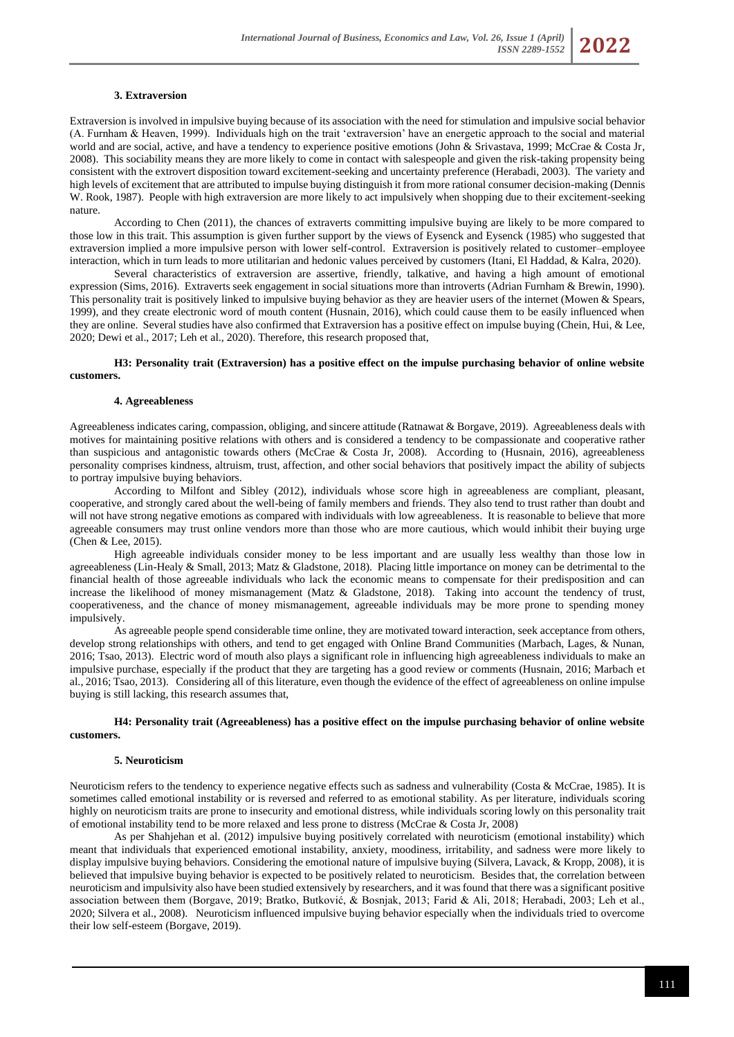#### 3. Extraversion

Extraversion is involved in impulsive buying because of its association with the need for stimulation and impulsive social behavior (A. Furnham & Heaven, 1999). Individuals high on the trait 'extraversion' have an energetic approach to the social and material world and are social, active, and have a tendency to experience positive emotions (John & Srivastava, 1999; McCrae & Costa Jr, 2008). This sociability means they are more likely to come in contact with salespeople and given the risk-taking propensity being consistent with the extrovert disposition toward excitement-seeking and uncertainty preference (Herabadi, 2003). The variety and high levels of excitement that are attributed to impulse buying distinguish it from more rational consumer decision-making (Dennis W. Rook, 1987). People with high extraversion are more likely to act impulsively when shopping due to their excitement-seeking nature.

According to Chen (2011), the chances of extraverts committing impulsive buying are likely to be more compared to those low in this trait. This assumption is given further support by the views of Eysenck and Eysenck (1985) who suggested that extraversion implied a more impulsive person with lower self-control. Extraversion is positively related to customer–employee interaction, which in turn leads to more utilitarian and hedonic values perceived by customers (Itani, El Haddad, & Kalra, 2020).

Several characteristics of extraversion are assertive, friendly, talkative, and having a high amount of emotional expression (Sims, 2016). Extraverts seek engagement in social situations more than introverts (Adrian Furnham & Brewin, 1990). This personality trait is positively linked to impulsive buying behavior as they are heavier users of the internet (Mowen & Spears, 1999), and they create electronic word of mouth content (Husnain, 2016), which could cause them to be easily influenced when they are online. Several studies have also confirmed that Extraversion has a positive effect on impulse buying (Chein, Hui, & Lee, 2020; Dewi et al., 2017; Leh et al., 2020). Therefore, this research proposed that,

**H3: Personality trait (Extraversion) has a positive effect on the impulse purchasing behavior of online website customers.**

#### 4. Agreeableness

Agreeableness indicates caring, compassion, obliging, and sincere attitude (Ratnawat & Borgave, 2019). Agreeableness deals with motives for maintaining positive relations with others and is considered a tendency to be compassionate and cooperative rather than suspicious and antagonistic towards others (McCrae & Costa Jr, 2008). According to (Husnain, 2016), agreeableness personality comprises kindness, altruism, trust, affection, and other social behaviors that positively impact the ability of subjects to portray impulsive buying behaviors.

According to Milfont and Sibley (2012), individuals whose score high in agreeableness are compliant, pleasant, cooperative, and strongly cared about the well-being of family members and friends. They also tend to trust rather than doubt and will not have strong negative emotions as compared with individuals with low agreeableness. It is reasonable to believe that more agreeable consumers may trust online vendors more than those who are more cautious, which would inhibit their buying urge (Chen & Lee, 2015).

High agreeable individuals consider money to be less important and are usually less wealthy than those low in agreeableness (Lin-Healy & Small, 2013; Matz & Gladstone, 2018). Placing little importance on money can be detrimental to the financial health of those agreeable individuals who lack the economic means to compensate for their predisposition and can increase the likelihood of money mismanagement (Matz & Gladstone, 2018). Taking into account the tendency of trust, cooperativeness, and the chance of money mismanagement, agreeable individuals may be more prone to spending money impulsively.

As agreeable people spend considerable time online, they are motivated toward interaction, seek acceptance from others, develop strong relationships with others, and tend to get engaged with Online Brand Communities (Marbach, Lages, & Nunan, 2016; Tsao, 2013). Electric word of mouth also plays a significant role in influencing high agreeableness individuals to make an impulsive purchase, especially if the product that they are targeting has a good review or comments (Husnain, 2016; Marbach et al., 2016; Tsao, 2013). Considering all of this literature, even though the evidence of the effect of agreeableness on online impulse buying is still lacking, this research assumes that,

**H4: Personality trait (Agreeableness) has a positive effect on the impulse purchasing behavior of online website customers.**

#### 5. Neuroticism

Neuroticism refers to the tendency to experience negative effects such as sadness and vulnerability (Costa & McCrae, 1985). It is sometimes called emotional instability or is reversed and referred to as emotional stability. As per literature, individuals scoring highly on neuroticism traits are prone to insecurity and emotional distress, while individuals scoring lowly on this personality trait of emotional instability tend to be more relaxed and less prone to distress (McCrae & Costa Jr, 2008)

As per Shahjehan et al. (2012) impulsive buying positively correlated with neuroticism (emotional instability) which meant that individuals that experienced emotional instability, anxiety, moodiness, irritability, and sadness were more likely to display impulsive buying behaviors. Considering the emotional nature of impulsive buying (Silvera, Lavack, & Kropp, 2008), it is believed that impulsive buying behavior is expected to be positively related to neuroticism. Besides that, the correlation between neuroticism and impulsivity also have been studied extensively by researchers, and it was found that there was a significant positive association between them (Borgave, 2019; Bratko, Butković, & Bosnjak, 2013; Farid & Ali, 2018; Herabadi, 2003; Leh et al., 2020; Silvera et al., 2008). Neuroticism influenced impulsive buying behavior especially when the individuals tried to overcome their low self-esteem (Borgave, 2019).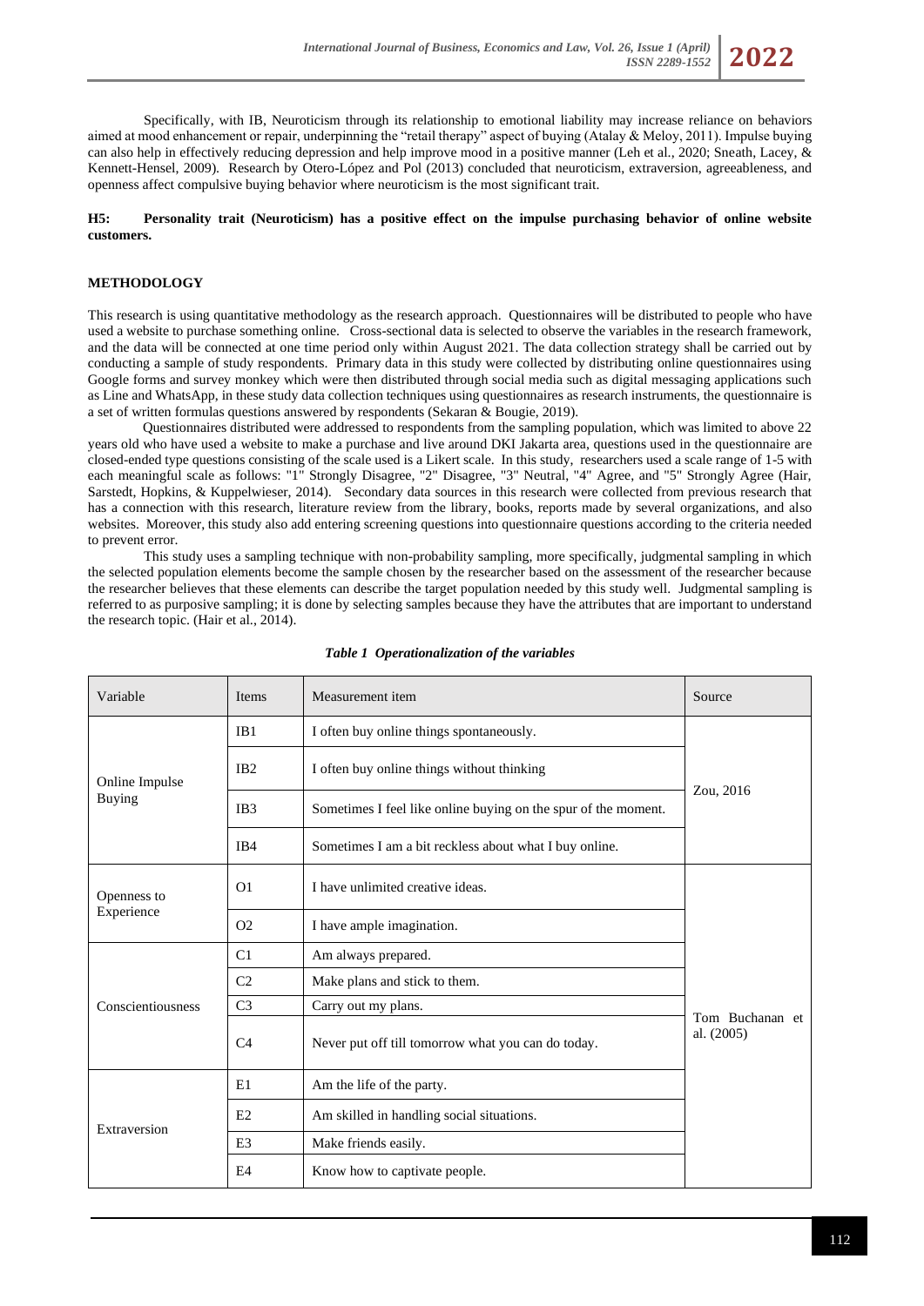Specifically, with IB, Neuroticism through its relationship to emotional liability may increase reliance on behaviors aimed at mood enhancement or repair, underpinning the "retail therapy" aspect of buying (Atalay & Meloy, 2011). Impulse buying can also help in effectively reducing depression and help improve mood in a positive manner (Leh et al., 2020; Sneath, Lacey, & Kennett-Hensel, 2009). Research by Otero-López and Pol (2013) concluded that neuroticism, extraversion, agreeableness, and openness affect compulsive buying behavior where neuroticism is the most significant trait.

**H5: Personality trait (Neuroticism) has a positive effect on the impulse purchasing behavior of online website customers.**

## METHODOLOGY

This research is using quantitative methodology as the research approach. Questionnaires will be distributed to people who have used a website to purchase something online. Cross-sectional data is selected to observe the variables in the research framework, and the data will be connected at one time period only within August 2021. The data collection strategy shall be carried out by conducting a sample of study respondents. Primary data in this study were collected by distributing online questionnaires using Google forms and survey monkey which were then distributed through social media such as digital messaging applications such as Line and WhatsApp, in these study data collection techniques using questionnaires as research instruments, the questionnaire is a set of written formulas questions answered by respondents (Sekaran & Bougie, 2019).

Questionnaires distributed were addressed to respondents from the sampling population, which was limited to above 22 years old who have used a website to make a purchase and live around DKI Jakarta area, questions used in the questionnaire are closed-ended type questions consisting of the scale used is a Likert scale. In this study, researchers used a scale range of 1-5 with each meaningful scale as follows: "1" Strongly Disagree, "2" Disagree, "3" Neutral, "4" Agree, and "5" Strongly Agree (Hair, Sarstedt, Hopkins, & Kuppelwieser, 2014). Secondary data sources in this research were collected from previous research that has a connection with this research, literature review from the library, books, reports made by several organizations, and also websites. Moreover, this study also add entering screening questions into questionnaire questions according to the criteria needed to prevent error.

This study uses a sampling technique with non-probability sampling, more specifically, judgmental sampling in which the selected population elements become the sample chosen by the researcher based on the assessment of the researcher because the researcher believes that these elements can describe the target population needed by this study well. Judgmental sampling is referred to as purposive sampling; it is done by selecting samples because they have the attributes that are important to understand the research topic. (Hair et al., 2014).

***Table 1 Operationalization of the variables***

| Variable | Items | Measurement item | Source |
|---|---|---|---|
| Online Impulse Buying | IB1 | I often buy online things spontaneously. | Zou, 2016 |
| | IB2 | I often buy online things without thinking | |
| | IB3 | Sometimes I feel like online buying on the spur of the moment. | |
| | IB4 | Sometimes I am a bit reckless about what I buy online. | |
| Openness to Experience | O1 | I have unlimited creative ideas. | Tom Buchanan et al. (2005) |
| | O2 | I have ample imagination. | |
| Conscientiousness | C1 | Am always prepared. | |
| | C2 | Make plans and stick to them. | |
| | C3 | Carry out my plans. | |
| | C4 | Never put off till tomorrow what you can do today. | |
| Extraversion | E1 | Am the life of the party. | |
| | E2 | Am skilled in handling social situations. | |
| | E3 | Make friends easily. | |
| | E4 | Know how to captivate people. | |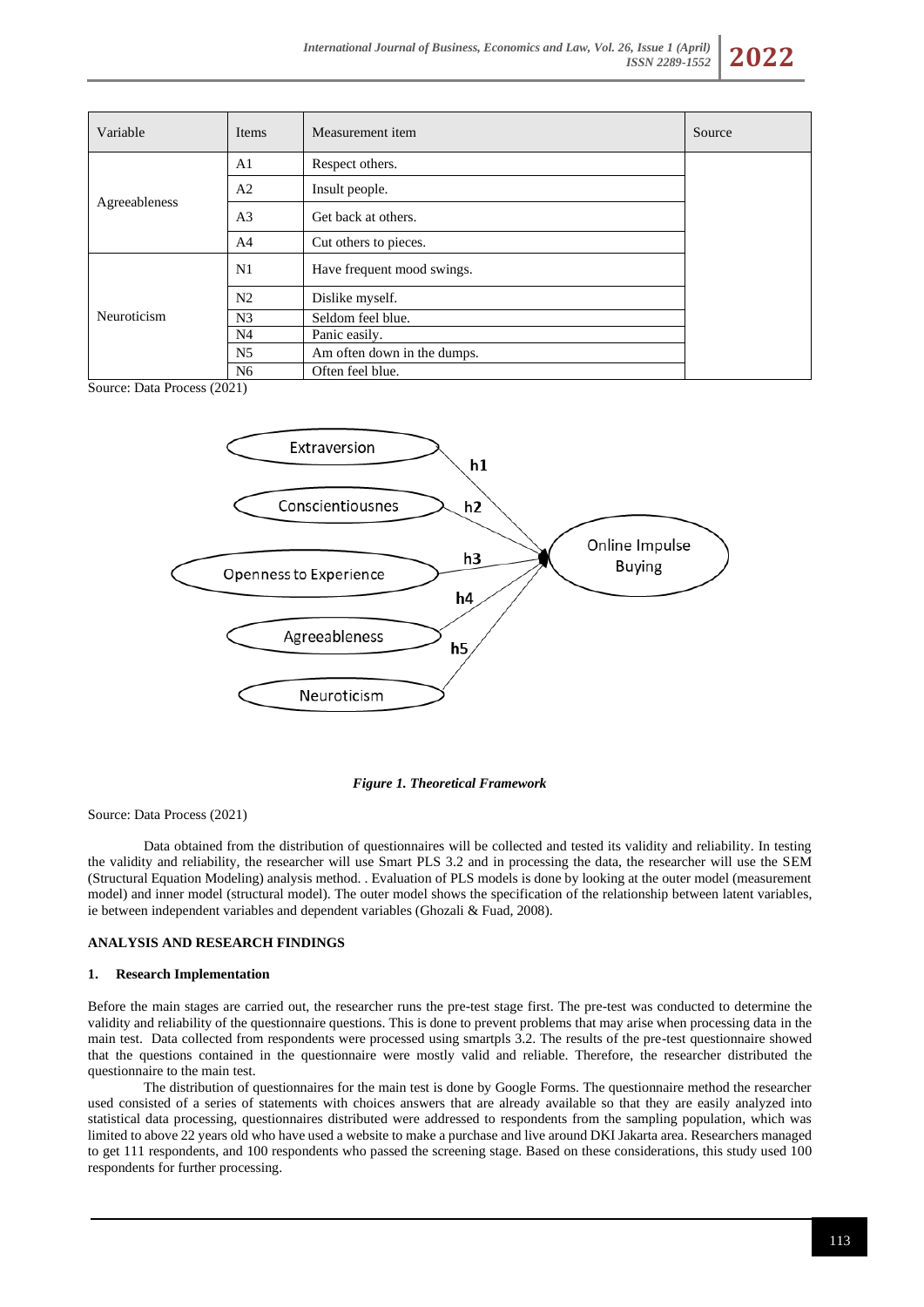| Variable | Items | Measurement item | Source |
|---|---|---|---|
| Agreeableness | A1 | Respect others. | |
| | A2 | Insult people. | |
| | A3 | Get back at others. | |
| | A4 | Cut others to pieces. | |
| Neuroticism | N1 | Have frequent mood swings. | |
| | N2 | Dislike myself. | |
| | N3 | Seldom feel blue. | |
| | N4 | Panic easily. | |
| | N5 | Am often down in the dumps. | |
| | N6 | Often feel blue. | |

Source: Data Process (2021)

*Figure 1. Theoretical Framework*

Source: Data Process (2021)

Data obtained from the distribution of questionnaires will be collected and tested its validity and reliability. In testing the validity and reliability, the researcher will use Smart PLS 3.2 and in processing the data, the researcher will use the SEM (Structural Equation Modeling) analysis method. . Evaluation of PLS models is done by looking at the outer model (measurement model) and inner model (structural model). The outer model shows the specification of the relationship between latent variables, ie between independent variables and dependent variables (Ghozali & Fuad, 2008).

## ANALYSIS AND RESEARCH FINDINGS

### 1. Research Implementation

Before the main stages are carried out, the researcher runs the pre-test stage first. The pre-test was conducted to determine the validity and reliability of the questionnaire questions. This is done to prevent problems that may arise when processing data in the main test. Data collected from respondents were processed using smartpls 3.2. The results of the pre-test questionnaire showed that the questions contained in the questionnaire were mostly valid and reliable. Therefore, the researcher distributed the questionnaire to the main test.

The distribution of questionnaires for the main test is done by Google Forms. The questionnaire method the researcher used consisted of a series of statements with choices answers that are already available so that they are easily analyzed into statistical data processing, questionnaires distributed were addressed to respondents from the sampling population, which was limited to above 22 years old who have used a website to make a purchase and live around DKI Jakarta area. Researchers managed to get 111 respondents, and 100 respondents who passed the screening stage. Based on these considerations, this study used 100 respondents for further processing.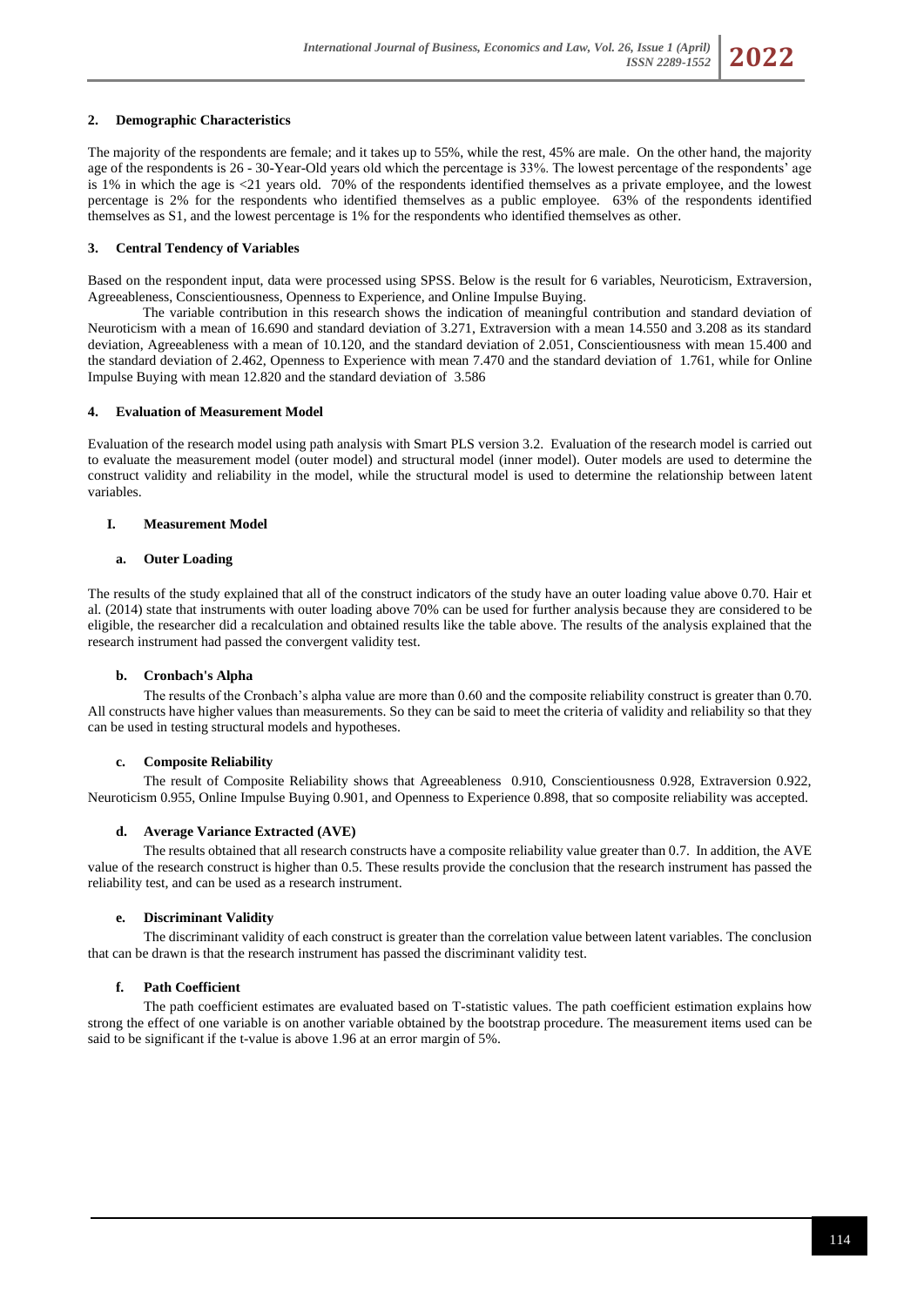### 2. Demographic Characteristics

The majority of the respondents are female; and it takes up to 55%, while the rest, 45% are male. On the other hand, the majority age of the respondents is 26 - 30-Year-Old years old which the percentage is 33%. The lowest percentage of the respondents' age is 1% in which the age is <21 years old. 70% of the respondents identified themselves as a private employee, and the lowest percentage is 2% for the respondents who identified themselves as a public employee. 63% of the respondents identified themselves as S1, and the lowest percentage is 1% for the respondents who identified themselves as other.

### 3. Central Tendency of Variables

Based on the respondent input, data were processed using SPSS. Below is the result for 6 variables, Neuroticism, Extraversion, Agreeableness, Conscientiousness, Openness to Experience, and Online Impulse Buying.

The variable contribution in this research shows the indication of meaningful contribution and standard deviation of Neuroticism with a mean of 16.690 and standard deviation of 3.271, Extraversion with a mean 14.550 and 3.208 as its standard deviation, Agreeableness with a mean of 10.120, and the standard deviation of 2.051, Conscientiousness with mean 15.400 and the standard deviation of 2.462, Openness to Experience with mean 7.470 and the standard deviation of 1.761, while for Online Impulse Buying with mean 12.820 and the standard deviation of 3.586

### 4. Evaluation of Measurement Model

Evaluation of the research model using path analysis with Smart PLS version 3.2. Evaluation of the research model is carried out to evaluate the measurement model (outer model) and structural model (inner model). Outer models are used to determine the construct validity and reliability in the model, while the structural model is used to determine the relationship between latent variables.

#### I. Measurement Model

##### a. Outer Loading

The results of the study explained that all of the construct indicators of the study have an outer loading value above 0.70. Hair et al. (2014) state that instruments with outer loading above 70% can be used for further analysis because they are considered to be eligible, the researcher did a recalculation and obtained results like the table above. The results of the analysis explained that the research instrument had passed the convergent validity test.

##### b. Cronbach's Alpha

The results of the Cronbach's alpha value are more than 0.60 and the composite reliability construct is greater than 0.70. All constructs have higher values than measurements. So they can be said to meet the criteria of validity and reliability so that they can be used in testing structural models and hypotheses.

##### c. Composite Reliability

The result of Composite Reliability shows that Agreeableness 0.910, Conscientiousness 0.928, Extraversion 0.922, Neuroticism 0.955, Online Impulse Buying 0.901, and Openness to Experience 0.898, that so composite reliability was accepted.

##### d. Average Variance Extracted (AVE)

The results obtained that all research constructs have a composite reliability value greater than 0.7. In addition, the AVE value of the research construct is higher than 0.5. These results provide the conclusion that the research instrument has passed the reliability test, and can be used as a research instrument.

##### e. Discriminant Validity

The discriminant validity of each construct is greater than the correlation value between latent variables. The conclusion that can be drawn is that the research instrument has passed the discriminant validity test.

##### f. Path Coefficient

The path coefficient estimates are evaluated based on T-statistic values. The path coefficient estimation explains how strong the effect of one variable is on another variable obtained by the bootstrap procedure. The measurement items used can be said to be significant if the t-value is above 1.96 at an error margin of 5%.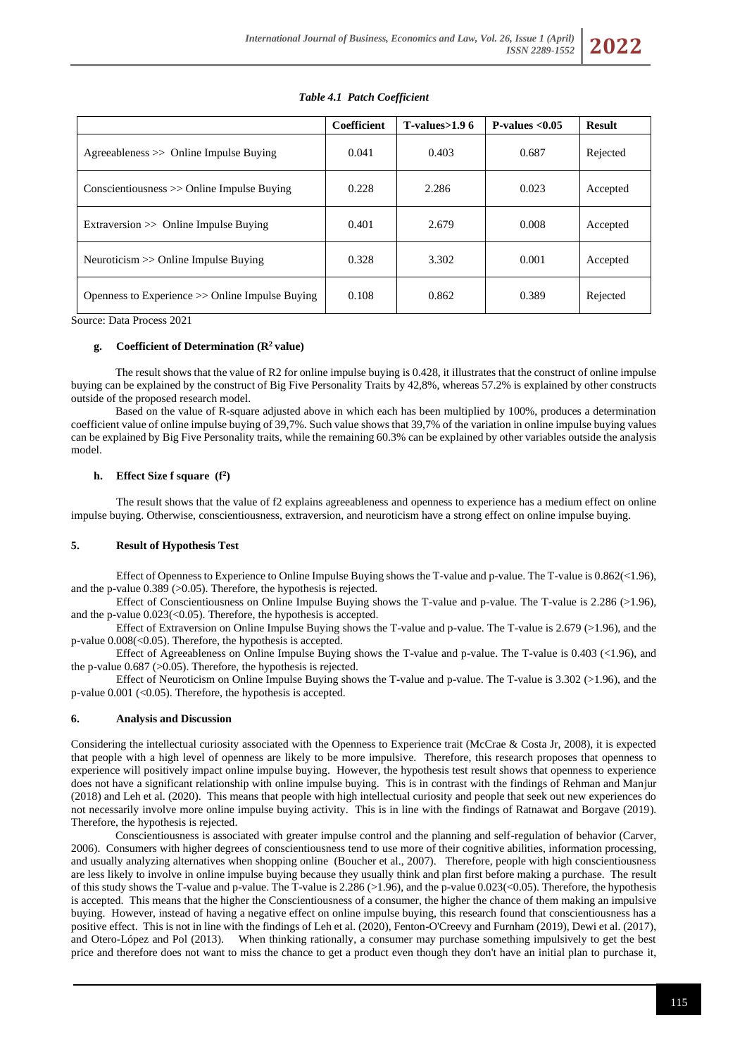*Table 4.1 Patch Coefficient*

| | Coefficient | T-values>1.9 6 | P-values <0.05 | Result |
|---|---|---|---|---|
| Agreeableness >> Online Impulse Buying | 0.041 | 0.403 | 0.687 | Rejected |
| Conscientiousness >> Online Impulse Buying | 0.228 | 2.286 | 0.023 | Accepted |
| Extraversion >> Online Impulse Buying | 0.401 | 2.679 | 0.008 | Accepted |
| Neuroticism >> Online Impulse Buying | 0.328 | 3.302 | 0.001 | Accepted |
| Openness to Experience >> Online Impulse Buying | 0.108 | 0.862 | 0.389 | Rejected |

Source: Data Process 2021

#### g. Coefficient of Determination ($R^2$ value)

The result shows that the value of R2 for online impulse buying is 0.428, it illustrates that the construct of online impulse buying can be explained by the construct of Big Five Personality Traits by 42,8%, whereas 57.2% is explained by other constructs outside of the proposed research model.

Based on the value of R-square adjusted above in which each has been multiplied by 100%, produces a determination coefficient value of online impulse buying of 39,7%. Such value shows that 39,7% of the variation in online impulse buying values can be explained by Big Five Personality traits, while the remaining 60.3% can be explained by other variables outside the analysis model.

#### h. Effect Size f square ($f^2$)

The result shows that the value of f2 explains agreeableness and openness to experience has a medium effect on online impulse buying. Otherwise, conscientiousness, extraversion, and neuroticism have a strong effect on online impulse buying.

### 5. Result of Hypothesis Test

Effect of Openness to Experience to Online Impulse Buying shows the T-value and p-value. The T-value is 0.862(<1.96), and the p-value 0.389 (>0.05). Therefore, the hypothesis is rejected.

Effect of Conscientiousness on Online Impulse Buying shows the T-value and p-value. The T-value is 2.286 (>1.96), and the p-value 0.023(<0.05). Therefore, the hypothesis is accepted.

Effect of Extraversion on Online Impulse Buying shows the T-value and p-value. The T-value is 2.679 (>1.96), and the p-value 0.008(<0.05). Therefore, the hypothesis is accepted.

Effect of Agreeableness on Online Impulse Buying shows the T-value and p-value. The T-value is 0.403 (<1.96), and the p-value 0.687 (>0.05). Therefore, the hypothesis is rejected.

Effect of Neuroticism on Online Impulse Buying shows the T-value and p-value. The T-value is 3.302 (>1.96), and the p-value 0.001 (<0.05). Therefore, the hypothesis is accepted.

### 6. Analysis and Discussion

Considering the intellectual curiosity associated with the Openness to Experience trait (McCrae & Costa Jr, 2008), it is expected that people with a high level of openness are likely to be more impulsive. Therefore, this research proposes that openness to experience will positively impact online impulse buying. However, the hypothesis test result shows that openness to experience does not have a significant relationship with online impulse buying. This is in contrast with the findings of Rehman and Manjur (2018) and Leh et al. (2020). This means that people with high intellectual curiosity and people that seek out new experiences do not necessarily involve more online impulse buying activity. This is in line with the findings of Ratnawat and Borgave (2019). Therefore, the hypothesis is rejected.

Conscientiousness is associated with greater impulse control and the planning and self-regulation of behavior (Carver, 2006). Consumers with higher degrees of conscientiousness tend to use more of their cognitive abilities, information processing, and usually analyzing alternatives when shopping online (Boucher et al., 2007). Therefore, people with high conscientiousness are less likely to involve in online impulse buying because they usually think and plan first before making a purchase. The result of this study shows the T-value and p-value. The T-value is 2.286 (>1.96), and the p-value 0.023(<0.05). Therefore, the hypothesis is accepted. This means that the higher the Conscientiousness of a consumer, the higher the chance of them making an impulsive buying. However, instead of having a negative effect on online impulse buying, this research found that conscientiousness has a positive effect. This is not in line with the findings of Leh et al. (2020), Fenton-O'Creevy and Furnham (2019), Dewi et al. (2017), and Otero-López and Pol (2013). When thinking rationally, a consumer may purchase something impulsively to get the best price and therefore does not want to miss the chance to get a product even though they don't have an initial plan to purchase it,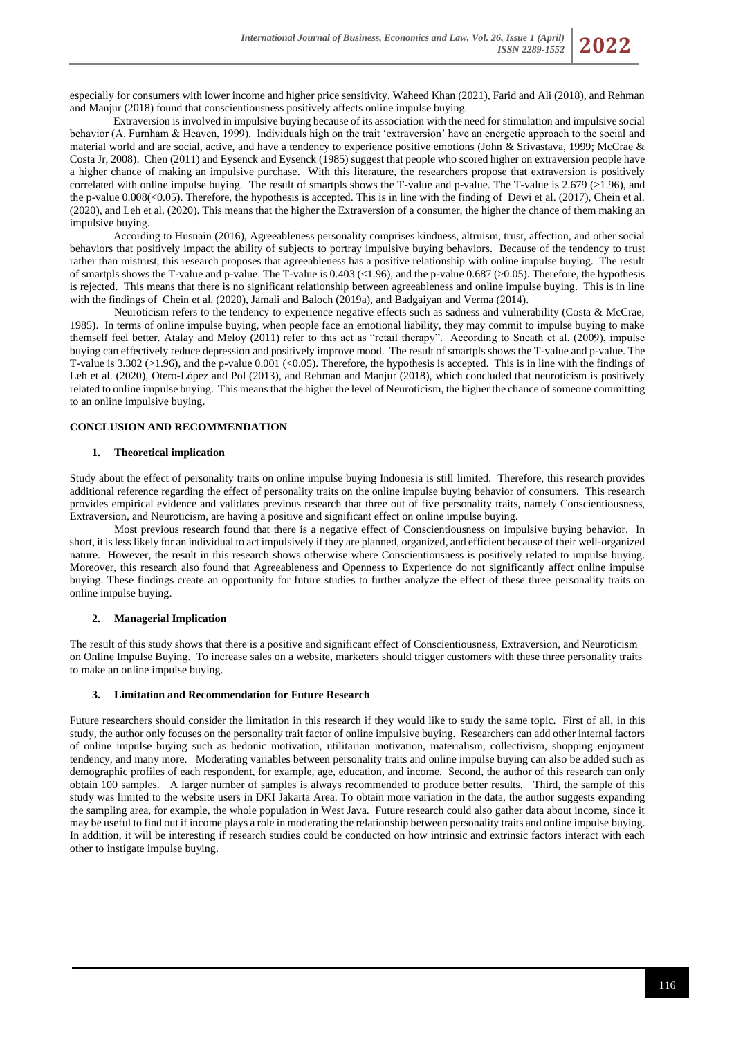especially for consumers with lower income and higher price sensitivity. Waheed Khan (2021), Farid and Ali (2018), and Rehman and Manjur (2018) found that conscientiousness positively affects online impulse buying.

Extraversion is involved in impulsive buying because of its association with the need for stimulation and impulsive social behavior (A. Furnham & Heaven, 1999). Individuals high on the trait 'extraversion' have an energetic approach to the social and material world and are social, active, and have a tendency to experience positive emotions (John & Srivastava, 1999; McCrae & Costa Jr, 2008). Chen (2011) and Eysenck and Eysenck (1985) suggest that people who scored higher on extraversion people have a higher chance of making an impulsive purchase. With this literature, the researchers propose that extraversion is positively correlated with online impulse buying. The result of smartpls shows the T-value and p-value. The T-value is 2.679 (>1.96), and the p-value 0.008(<0.05). Therefore, the hypothesis is accepted. This is in line with the finding of Dewi et al. (2017), Chein et al. (2020), and Leh et al. (2020). This means that the higher the Extraversion of a consumer, the higher the chance of them making an impulsive buying.

According to Husnain (2016), Agreeableness personality comprises kindness, altruism, trust, affection, and other social behaviors that positively impact the ability of subjects to portray impulsive buying behaviors. Because of the tendency to trust rather than mistrust, this research proposes that agreeableness has a positive relationship with online impulse buying. The result of smartpls shows the T-value and p-value. The T-value is 0.403 (<1.96), and the p-value 0.687 (>0.05). Therefore, the hypothesis is rejected. This means that there is no significant relationship between agreeableness and online impulse buying. This is in line with the findings of Chein et al. (2020), Jamali and Baloch (2019a), and Badgaiyan and Verma (2014).

Neuroticism refers to the tendency to experience negative effects such as sadness and vulnerability (Costa & McCrae, 1985). In terms of online impulse buying, when people face an emotional liability, they may commit to impulse buying to make themself feel better. Atalay and Meloy (2011) refer to this act as "retail therapy". According to Sneath et al. (2009), impulse buying can effectively reduce depression and positively improve mood. The result of smartpls shows the T-value and p-value. The T-value is 3.302 (>1.96), and the p-value 0.001 (<0.05). Therefore, the hypothesis is accepted. This is in line with the findings of Leh et al. (2020), Otero-López and Pol (2013), and Rehman and Manjur (2018), which concluded that neuroticism is positively related to online impulse buying. This means that the higher the level of Neuroticism, the higher the chance of someone committing to an online impulsive buying.

## CONCLUSION AND RECOMMENDATION

### 1. Theoretical implication

Study about the effect of personality traits on online impulse buying Indonesia is still limited. Therefore, this research provides additional reference regarding the effect of personality traits on the online impulse buying behavior of consumers. This research provides empirical evidence and validates previous research that three out of five personality traits, namely Conscientiousness, Extraversion, and Neuroticism, are having a positive and significant effect on online impulse buying.

Most previous research found that there is a negative effect of Conscientiousness on impulsive buying behavior. In short, it is less likely for an individual to act impulsively if they are planned, organized, and efficient because of their well-organized nature. However, the result in this research shows otherwise where Conscientiousness is positively related to impulse buying. Moreover, this research also found that Agreeableness and Openness to Experience do not significantly affect online impulse buying. These findings create an opportunity for future studies to further analyze the effect of these three personality traits on online impulse buying.

### 2. Managerial Implication

The result of this study shows that there is a positive and significant effect of Conscientiousness, Extraversion, and Neuroticism on Online Impulse Buying. To increase sales on a website, marketers should trigger customers with these three personality traits to make an online impulse buying.

### 3. Limitation and Recommendation for Future Research

Future researchers should consider the limitation in this research if they would like to study the same topic. First of all, in this study, the author only focuses on the personality trait factor of online impulsive buying. Researchers can add other internal factors of online impulse buying such as hedonic motivation, utilitarian motivation, materialism, collectivism, shopping enjoyment tendency, and many more. Moderating variables between personality traits and online impulse buying can also be added such as demographic profiles of each respondent, for example, age, education, and income. Second, the author of this research can only obtain 100 samples. A larger number of samples is always recommended to produce better results. Third, the sample of this study was limited to the website users in DKI Jakarta Area. To obtain more variation in the data, the author suggests expanding the sampling area, for example, the whole population in West Java. Future research could also gather data about income, since it may be useful to find out if income plays a role in moderating the relationship between personality traits and online impulse buying. In addition, it will be interesting if research studies could be conducted on how intrinsic and extrinsic factors interact with each other to instigate impulse buying.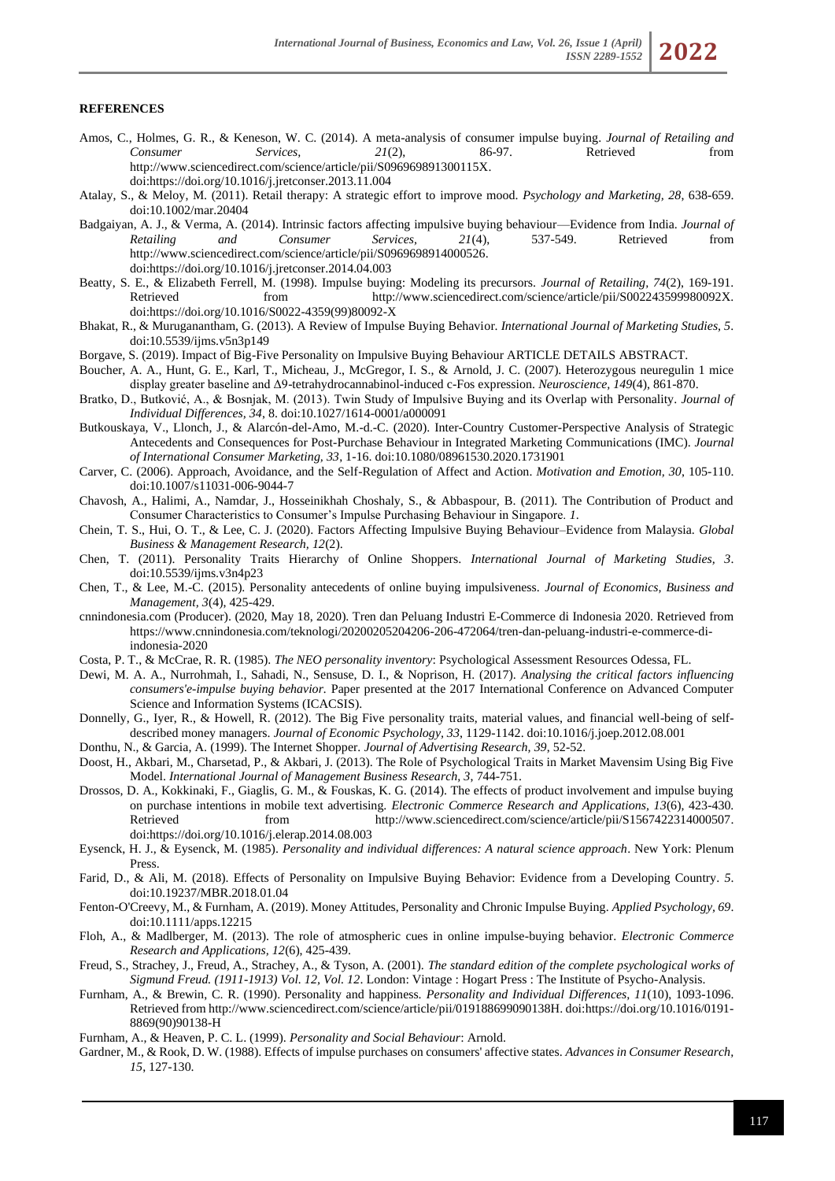**REFERENCES**

Amos, C., Holmes, G. R., & Keneson, W. C. (2014). A meta-analysis of consumer impulse buying. *Journal of Retailing and Consumer Services, 21*(2), 86-97. Retrieved from http://www.sciencedirect.com/science/article/pii/S096969891300115X. doi:https://doi.org/10.1016/j.jretconser.2013.11.004

Atalay, S., & Meloy, M. (2011). Retail therapy: A strategic effort to improve mood. *Psychology and Marketing, 28*, 638-659. doi:10.1002/mar.20404

Badgaiyan, A. J., & Verma, A. (2014). Intrinsic factors affecting impulsive buying behaviour—Evidence from India. *Journal of Retailing and Consumer Services, 21*(4), 537-549. Retrieved from http://www.sciencedirect.com/science/article/pii/S0969698914000526. doi:https://doi.org/10.1016/j.jretconser.2014.04.003

Beatty, S. E., & Elizabeth Ferrell, M. (1998). Impulse buying: Modeling its precursors. *Journal of Retailing, 74*(2), 169-191. Retrieved from http://www.sciencedirect.com/science/article/pii/S002243599980092X. doi:https://doi.org/10.1016/S0022-4359(99)80092-X

Bhakat, R., & Muruganantham, G. (2013). A Review of Impulse Buying Behavior. *International Journal of Marketing Studies, 5*. doi:10.5539/ijms.v5n3p149

Borgave, S. (2019). Impact of Big-Five Personality on Impulsive Buying Behaviour ARTICLE DETAILS ABSTRACT.

Boucher, A. A., Hunt, G. E., Karl, T., Micheau, J., McGregor, I. S., & Arnold, J. C. (2007). Heterozygous neuregulin 1 mice display greater baseline and Δ9-tetrahydrocannabinol-induced c-Fos expression. *Neuroscience, 149*(4), 861-870.

Bratko, D., Butković, A., & Bosnjak, M. (2013). Twin Study of Impulsive Buying and its Overlap with Personality. *Journal of Individual Differences, 34*, 8. doi:10.1027/1614-0001/a000091

Butkouskaya, V., Llonch, J., & Alarcón-del-Amo, M.-d.-C. (2020). Inter-Country Customer-Perspective Analysis of Strategic Antecedents and Consequences for Post-Purchase Behaviour in Integrated Marketing Communications (IMC). *Journal of International Consumer Marketing, 33*, 1-16. doi:10.1080/08961530.2020.1731901

Carver, C. (2006). Approach, Avoidance, and the Self-Regulation of Affect and Action. *Motivation and Emotion, 30*, 105-110. doi:10.1007/s11031-006-9044-7

Chavosh, A., Halimi, A., Namdar, J., Hosseinikhah Choshaly, S., & Abbaspour, B. (2011). The Contribution of Product and Consumer Characteristics to Consumer's Impulse Purchasing Behaviour in Singapore. *1*.

Chein, T. S., Hui, O. T., & Lee, C. J. (2020). Factors Affecting Impulsive Buying Behaviour–Evidence from Malaysia. *Global Business & Management Research, 12*(2).

Chen, T. (2011). Personality Traits Hierarchy of Online Shoppers. *International Journal of Marketing Studies, 3*. doi:10.5539/ijms.v3n4p23

Chen, T., & Lee, M.-C. (2015). Personality antecedents of online buying impulsiveness. *Journal of Economics, Business and Management, 3*(4), 425-429.

cnnindonesia.com (Producer). (2020, May 18, 2020). Tren dan Peluang Industri E-Commerce di Indonesia 2020. Retrieved from https://www.cnnindonesia.com/teknologi/20200205204206-206-472064/tren-dan-peluang-industri-e-commerce-di-indonesia-2020

Costa, P. T., & McCrae, R. R. (1985). *The NEO personality inventory*: Psychological Assessment Resources Odessa, FL.

Dewi, M. A. A., Nurrohmah, I., Sahadi, N., Sensuse, D. I., & Noprison, H. (2017). *Analysing the critical factors influencing consumers'e-impulse buying behavior.* Paper presented at the 2017 International Conference on Advanced Computer Science and Information Systems (ICACSIS).

Donnelly, G., Iyer, R., & Howell, R. (2012). The Big Five personality traits, material values, and financial well-being of self-described money managers. *Journal of Economic Psychology, 33*, 1129-1142. doi:10.1016/j.joep.2012.08.001

Donthu, N., & Garcia, A. (1999). The Internet Shopper. *Journal of Advertising Research, 39*, 52-52.

Doost, H., Akbari, M., Charsetad, P., & Akbari, J. (2013). The Role of Psychological Traits in Market Mavensim Using Big Five Model. *International Journal of Management Business Research, 3*, 744-751.

Drossos, D. A., Kokkinaki, F., Giaglis, G. M., & Fouskas, K. G. (2014). The effects of product involvement and impulse buying on purchase intentions in mobile text advertising. *Electronic Commerce Research and Applications, 13*(6), 423-430. Retrieved from http://www.sciencedirect.com/science/article/pii/S1567422314000507. doi:https://doi.org/10.1016/j.elerap.2014.08.003

Eysenck, H. J., & Eysenck, M. (1985). *Personality and individual differences: A natural science approach*. New York: Plenum Press.

Farid, D., & Ali, M. (2018). Effects of Personality on Impulsive Buying Behavior: Evidence from a Developing Country. *5*. doi:10.19237/MBR.2018.01.04

Fenton-O'Creevy, M., & Furnham, A. (2019). Money Attitudes, Personality and Chronic Impulse Buying. *Applied Psychology, 69*. doi:10.1111/apps.12215

Floh, A., & Madlberger, M. (2013). The role of atmospheric cues in online impulse-buying behavior. *Electronic Commerce Research and Applications, 12*(6), 425-439.

Freud, S., Strachey, J., Freud, A., Strachey, A., & Tyson, A. (2001). *The standard edition of the complete psychological works of Sigmund Freud. (1911-1913) Vol. 12, Vol. 12*. London: Vintage : Hogart Press : The Institute of Psycho-Analysis.

Furnham, A., & Brewin, C. R. (1990). Personality and happiness. *Personality and Individual Differences, 11*(10), 1093-1096. Retrieved from http://www.sciencedirect.com/science/article/pii/019188699090138H. doi:https://doi.org/10.1016/0191-8869(90)90138-H

Furnham, A., & Heaven, P. C. L. (1999). *Personality and Social Behaviour*: Arnold.

Gardner, M., & Rook, D. W. (1988). Effects of impulse purchases on consumers' affective states. *Advances in Consumer Research, 15*, 127-130.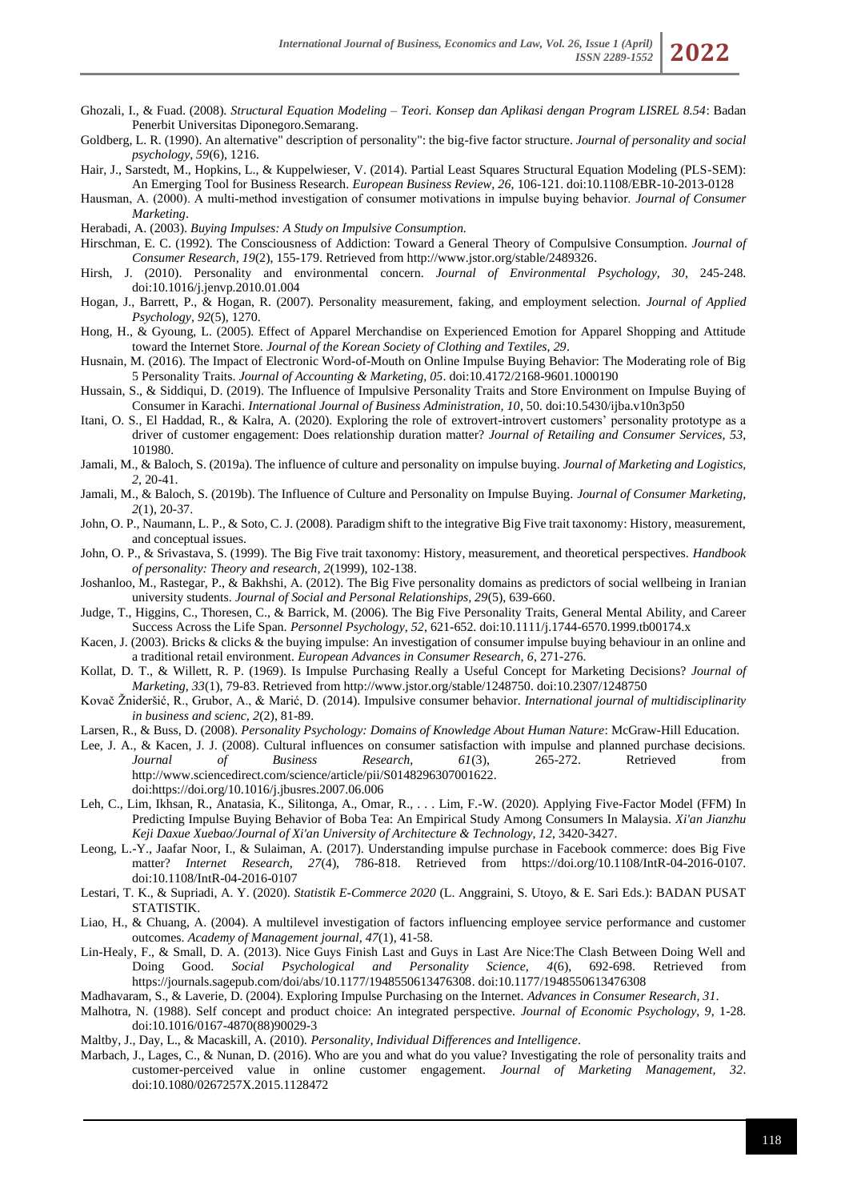Ghozali, I., & Fuad. (2008). *Structural Equation Modeling – Teori. Konsep dan Aplikasi dengan Program LISREL 8.54*: Badan Penerbit Universitas Diponegoro.Semarang.

Goldberg, L. R. (1990). An alternative" description of personality": the big-five factor structure. *Journal of personality and social psychology, 59*(6), 1216.

Hair, J., Sarstedt, M., Hopkins, L., & Kuppelwieser, V. (2014). Partial Least Squares Structural Equation Modeling (PLS-SEM): An Emerging Tool for Business Research. *European Business Review, 26*, 106-121. doi:10.1108/EBR-10-2013-0128

Hausman, A. (2000). A multi-method investigation of consumer motivations in impulse buying behavior. *Journal of Consumer Marketing*.

Herabadi, A. (2003). *Buying Impulses: A Study on Impulsive Consumption.*

Hirschman, E. C. (1992). The Consciousness of Addiction: Toward a General Theory of Compulsive Consumption. *Journal of Consumer Research, 19*(2), 155-179. Retrieved from http://www.jstor.org/stable/2489326.

Hirsh, J. (2010). Personality and environmental concern. *Journal of Environmental Psychology, 30*, 245-248. doi:10.1016/j.jenvp.2010.01.004

Hogan, J., Barrett, P., & Hogan, R. (2007). Personality measurement, faking, and employment selection. *Journal of Applied Psychology, 92*(5), 1270.

Hong, H., & Gyoung, L. (2005). Effect of Apparel Merchandise on Experienced Emotion for Apparel Shopping and Attitude toward the Internet Store. *Journal of the Korean Society of Clothing and Textiles, 29*.

Husnain, M. (2016). The Impact of Electronic Word-of-Mouth on Online Impulse Buying Behavior: The Moderating role of Big 5 Personality Traits. *Journal of Accounting & Marketing, 05*. doi:10.4172/2168-9601.1000190

Hussain, S., & Siddiqui, D. (2019). The Influence of Impulsive Personality Traits and Store Environment on Impulse Buying of Consumer in Karachi. *International Journal of Business Administration, 10*, 50. doi:10.5430/ijba.v10n3p50

Itani, O. S., El Haddad, R., & Kalra, A. (2020). Exploring the role of extrovert-introvert customers' personality prototype as a driver of customer engagement: Does relationship duration matter? *Journal of Retailing and Consumer Services, 53*, 101980.

Jamali, M., & Baloch, S. (2019a). The influence of culture and personality on impulse buying. *Journal of Marketing and Logistics, 2*, 20-41.

Jamali, M., & Baloch, S. (2019b). The Influence of Culture and Personality on Impulse Buying. *Journal of Consumer Marketing, 2*(1), 20-37.

John, O. P., Naumann, L. P., & Soto, C. J. (2008). Paradigm shift to the integrative Big Five trait taxonomy: History, measurement, and conceptual issues.

John, O. P., & Srivastava, S. (1999). The Big Five trait taxonomy: History, measurement, and theoretical perspectives. *Handbook of personality: Theory and research, 2*(1999), 102-138.

Joshanloo, M., Rastegar, P., & Bakhshi, A. (2012). The Big Five personality domains as predictors of social wellbeing in Iranian university students. *Journal of Social and Personal Relationships, 29*(5), 639-660.

Judge, T., Higgins, C., Thoresen, C., & Barrick, M. (2006). The Big Five Personality Traits, General Mental Ability, and Career Success Across the Life Span. *Personnel Psychology, 52*, 621-652. doi:10.1111/j.1744-6570.1999.tb00174.x

Kacen, J. (2003). Bricks & clicks & the buying impulse: An investigation of consumer impulse buying behaviour in an online and a traditional retail environment. *European Advances in Consumer Research, 6*, 271-276.

Kollat, D. T., & Willett, R. P. (1969). Is Impulse Purchasing Really a Useful Concept for Marketing Decisions? *Journal of Marketing, 33*(1), 79-83. Retrieved from http://www.jstor.org/stable/1248750. doi:10.2307/1248750

Kovač Žnideršić, R., Grubor, A., & Marić, D. (2014). Impulsive consumer behavior. *International journal of multidisciplinarity in business and scienc, 2*(2), 81-89.

Larsen, R., & Buss, D. (2008). *Personality Psychology: Domains of Knowledge About Human Nature*: McGraw-Hill Education.

Lee, J. A., & Kacen, J. J. (2008). Cultural influences on consumer satisfaction with impulse and planned purchase decisions. *Journal of Business Research, 61*(3), 265-272. Retrieved from http://www.sciencedirect.com/science/article/pii/S0148296307001622. doi:https://doi.org/10.1016/j.jbusres.2007.06.006

Leh, C., Lim, Ikhsan, R., Anatasia, K., Silitonga, A., Omar, R., . . . Lim, F.-W. (2020). Applying Five-Factor Model (FFM) In Predicting Impulse Buying Behavior of Boba Tea: An Empirical Study Among Consumers In Malaysia. *Xi'an Jianzhu Keji Daxue Xuebao/Journal of Xi'an University of Architecture & Technology, 12*, 3420-3427.

Leong, L.-Y., Jaafar Noor, I., & Sulaiman, A. (2017). Understanding impulse purchase in Facebook commerce: does Big Five matter? *Internet Research, 27*(4), 786-818. Retrieved from https://doi.org/10.1108/IntR-04-2016-0107. doi:10.1108/IntR-04-2016-0107

Lestari, T. K., & Supriadi, A. Y. (2020). *Statistik E-Commerce 2020* (L. Anggraini, S. Utoyo, & E. Sari Eds.): BADAN PUSAT STATISTIK.

Liao, H., & Chuang, A. (2004). A multilevel investigation of factors influencing employee service performance and customer outcomes. *Academy of Management journal, 47*(1), 41-58.

Lin-Healy, F., & Small, D. A. (2013). Nice Guys Finish Last and Guys in Last Are Nice:The Clash Between Doing Well and Doing Good. *Social Psychological and Personality Science, 4*(6), 692-698. Retrieved from https://journals.sagepub.com/doi/abs/10.1177/1948550613476308. doi:10.1177/1948550613476308

Madhavaram, S., & Laverie, D. (2004). Exploring Impulse Purchasing on the Internet. *Advances in Consumer Research, 31*.

Malhotra, N. (1988). Self concept and product choice: An integrated perspective. *Journal of Economic Psychology, 9*, 1-28. doi:10.1016/0167-4870(88)90029-3

Maltby, J., Day, L., & Macaskill, A. (2010). *Personality, Individual Differences and Intelligence*.

Marbach, J., Lages, C., & Nunan, D. (2016). Who are you and what do you value? Investigating the role of personality traits and customer-perceived value in online customer engagement. *Journal of Marketing Management, 32*. doi:10.1080/0267257X.2015.1128472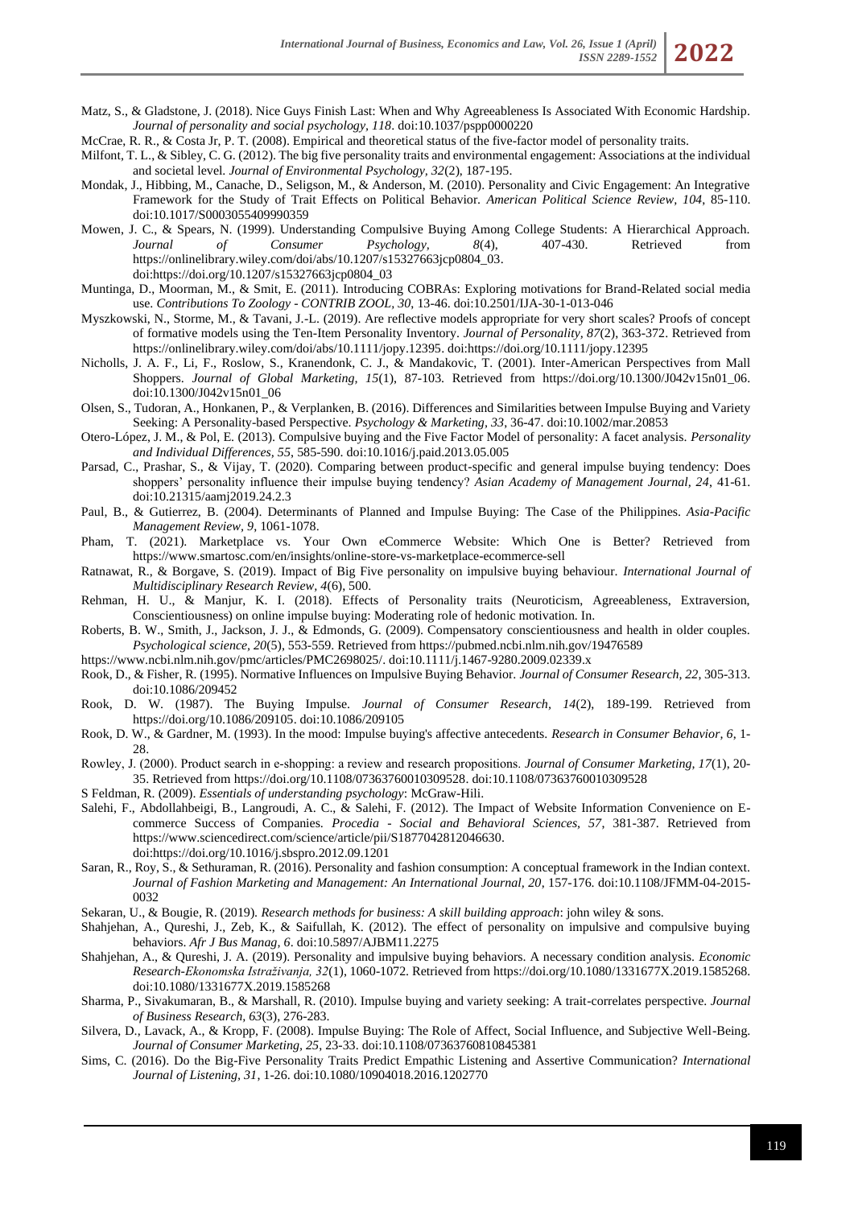Matz, S., & Gladstone, J. (2018). Nice Guys Finish Last: When and Why Agreeableness Is Associated With Economic Hardship. *Journal of personality and social psychology, 118*. doi:10.1037/pspp0000220

McCrae, R. R., & Costa Jr, P. T. (2008). Empirical and theoretical status of the five-factor model of personality traits.

Milfont, T. L., & Sibley, C. G. (2012). The big five personality traits and environmental engagement: Associations at the individual and societal level. *Journal of Environmental Psychology, 32*(2), 187-195.

Mondak, J., Hibbing, M., Canache, D., Seligson, M., & Anderson, M. (2010). Personality and Civic Engagement: An Integrative Framework for the Study of Trait Effects on Political Behavior. *American Political Science Review, 104*, 85-110. doi:10.1017/S0003055409990359

Mowen, J. C., & Spears, N. (1999). Understanding Compulsive Buying Among College Students: A Hierarchical Approach. *Journal of Consumer Psychology, 8*(4), 407-430. Retrieved from https://onlinelibrary.wiley.com/doi/abs/10.1207/s15327663jcp0804_03. doi:https://doi.org/10.1207/s15327663jcp0804_03

Muntinga, D., Moorman, M., & Smit, E. (2011). Introducing COBRAs: Exploring motivations for Brand-Related social media use. *Contributions To Zoology - CONTRIB ZOOL, 30*, 13-46. doi:10.2501/IJA-30-1-013-046

Myszkowski, N., Storme, M., & Tavani, J.-L. (2019). Are reflective models appropriate for very short scales? Proofs of concept of formative models using the Ten-Item Personality Inventory. *Journal of Personality, 87*(2), 363-372. Retrieved from https://onlinelibrary.wiley.com/doi/abs/10.1111/jopy.12395. doi:https://doi.org/10.1111/jopy.12395

Nicholls, J. A. F., Li, F., Roslow, S., Kranendonk, C. J., & Mandakovic, T. (2001). Inter-American Perspectives from Mall Shoppers. *Journal of Global Marketing, 15*(1), 87-103. Retrieved from https://doi.org/10.1300/J042v15n01_06. doi:10.1300/J042v15n01_06

Olsen, S., Tudoran, A., Honkanen, P., & Verplanken, B. (2016). Differences and Similarities between Impulse Buying and Variety Seeking: A Personality-based Perspective. *Psychology & Marketing, 33*, 36-47. doi:10.1002/mar.20853

Otero-López, J. M., & Pol, E. (2013). Compulsive buying and the Five Factor Model of personality: A facet analysis. *Personality and Individual Differences, 55*, 585-590. doi:10.1016/j.paid.2013.05.005

Parsad, C., Prashar, S., & Vijay, T. (2020). Comparing between product-specific and general impulse buying tendency: Does shoppers' personality influence their impulse buying tendency? *Asian Academy of Management Journal, 24*, 41-61. doi:10.21315/aamj2019.24.2.3

Paul, B., & Gutierrez, B. (2004). Determinants of Planned and Impulse Buying: The Case of the Philippines. *Asia-Pacific Management Review, 9*, 1061-1078.

Pham, T. (2021). Marketplace vs. Your Own eCommerce Website: Which One is Better? Retrieved from https://www.smartosc.com/en/insights/online-store-vs-marketplace-ecommerce-sell

Ratnawat, R., & Borgave, S. (2019). Impact of Big Five personality on impulsive buying behaviour. *International Journal of Multidisciplinary Research Review, 4*(6), 500.

Rehman, H. U., & Manjur, K. I. (2018). Effects of Personality traits (Neuroticism, Agreeableness, Extraversion, Conscientiousness) on online impulse buying: Moderating role of hedonic motivation. In.

Roberts, B. W., Smith, J., Jackson, J. J., & Edmonds, G. (2009). Compensatory conscientiousness and health in older couples. *Psychological science, 20*(5), 553-559. Retrieved from https://pubmed.ncbi.nlm.nih.gov/19476589 https://www.ncbi.nlm.nih.gov/pmc/articles/PMC2698025/. doi:10.1111/j.1467-9280.2009.02339.x

Rook, D., & Fisher, R. (1995). Normative Influences on Impulsive Buying Behavior. *Journal of Consumer Research, 22*, 305-313. doi:10.1086/209452

Rook, D. W. (1987). The Buying Impulse. *Journal of Consumer Research, 14*(2), 189-199. Retrieved from https://doi.org/10.1086/209105. doi:10.1086/209105

Rook, D. W., & Gardner, M. (1993). In the mood: Impulse buying's affective antecedents. *Research in Consumer Behavior, 6*, 1-28.

Rowley, J. (2000). Product search in e-shopping: a review and research propositions. *Journal of Consumer Marketing, 17*(1), 20-35. Retrieved from https://doi.org/10.1108/07363760010309528. doi:10.1108/07363760010309528

S Feldman, R. (2009). *Essentials of understanding psychology*: McGraw-Hili.

Salehi, F., Abdollahbeigi, B., Langroudi, A. C., & Salehi, F. (2012). The Impact of Website Information Convenience on E-commerce Success of Companies. *Procedia - Social and Behavioral Sciences, 57*, 381-387. Retrieved from https://www.sciencedirect.com/science/article/pii/S1877042812046630. doi:https://doi.org/10.1016/j.sbspro.2012.09.1201

Saran, R., Roy, S., & Sethuraman, R. (2016). Personality and fashion consumption: A conceptual framework in the Indian context. *Journal of Fashion Marketing and Management: An International Journal, 20*, 157-176. doi:10.1108/JFMM-04-2015-0032

Sekaran, U., & Bougie, R. (2019). *Research methods for business: A skill building approach*: john wiley & sons.

Shahjehan, A., Qureshi, J., Zeb, K., & Saifullah, K. (2012). The effect of personality on impulsive and compulsive buying behaviors. *Afr J Bus Manag, 6*. doi:10.5897/AJBM11.2275

Shahjehan, A., & Qureshi, J. A. (2019). Personality and impulsive buying behaviors. A necessary condition analysis. *Economic Research-Ekonomska Istraživanja, 32*(1), 1060-1072. Retrieved from https://doi.org/10.1080/1331677X.2019.1585268. doi:10.1080/1331677X.2019.1585268

Sharma, P., Sivakumaran, B., & Marshall, R. (2010). Impulse buying and variety seeking: A trait-correlates perspective. *Journal of Business Research, 63*(3), 276-283.

Silvera, D., Lavack, A., & Kropp, F. (2008). Impulse Buying: The Role of Affect, Social Influence, and Subjective Well-Being. *Journal of Consumer Marketing, 25*, 23-33. doi:10.1108/07363760810845381

Sims, C. (2016). Do the Big-Five Personality Traits Predict Empathic Listening and Assertive Communication? *International Journal of Listening, 31*, 1-26. doi:10.1080/10904018.2016.1202770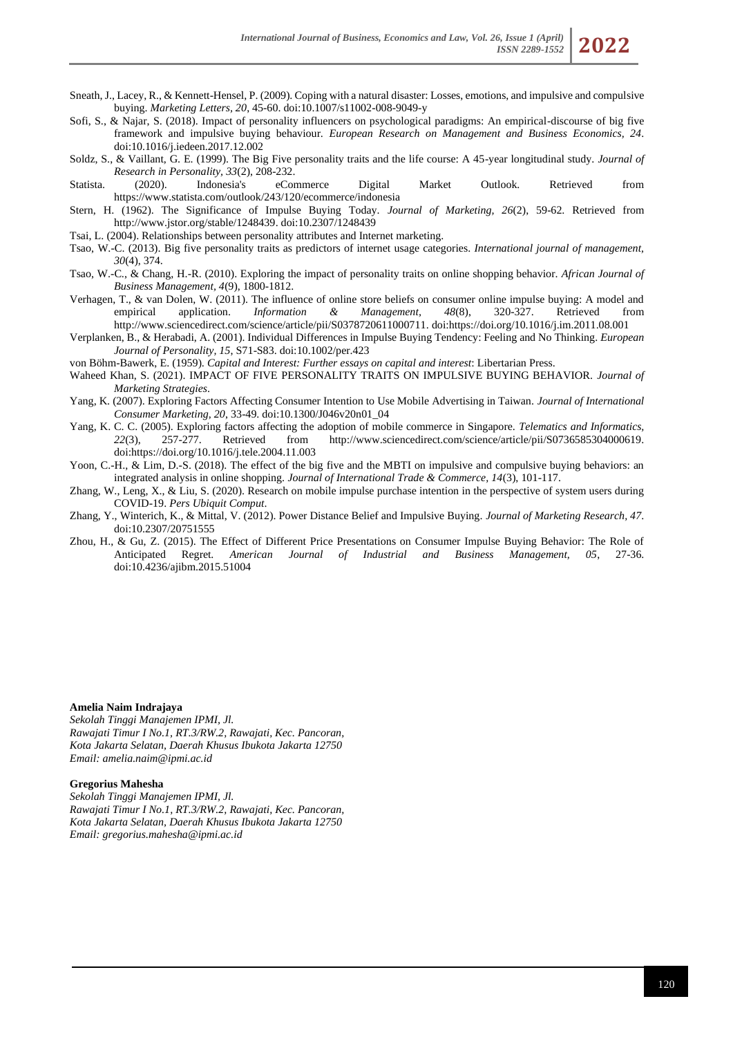Sneath, J., Lacey, R., & Kennett-Hensel, P. (2009). Coping with a natural disaster: Losses, emotions, and impulsive and compulsive buying. *Marketing Letters, 20*, 45-60. doi:10.1007/s11002-008-9049-y

Sofi, S., & Najar, S. (2018). Impact of personality influencers on psychological paradigms: An empirical-discourse of big five framework and impulsive buying behaviour. *European Research on Management and Business Economics, 24*. doi:10.1016/j.iedeen.2017.12.002

Soldz, S., & Vaillant, G. E. (1999). The Big Five personality traits and the life course: A 45-year longitudinal study. *Journal of Research in Personality, 33*(2), 208-232.

Statista. (2020). Indonesia's eCommerce Digital Market Outlook. Retrieved from https://www.statista.com/outlook/243/120/ecommerce/indonesia

Stern, H. (1962). The Significance of Impulse Buying Today. *Journal of Marketing, 26*(2), 59-62. Retrieved from http://www.jstor.org/stable/1248439. doi:10.2307/1248439

Tsai, L. (2004). Relationships between personality attributes and Internet marketing.

Tsao, W.-C. (2013). Big five personality traits as predictors of internet usage categories. *International journal of management, 30*(4), 374.

Tsao, W.-C., & Chang, H.-R. (2010). Exploring the impact of personality traits on online shopping behavior. *African Journal of Business Management, 4*(9), 1800-1812.

Verhagen, T., & van Dolen, W. (2011). The influence of online store beliefs on consumer online impulse buying: A model and empirical application. *Information & Management, 48*(8), 320-327. Retrieved from http://www.sciencedirect.com/science/article/pii/S0378720611000711. doi:https://doi.org/10.1016/j.im.2011.08.001

Verplanken, B., & Herabadi, A. (2001). Individual Differences in Impulse Buying Tendency: Feeling and No Thinking. *European Journal of Personality, 15*, S71-S83. doi:10.1002/per.423

von Böhm-Bawerk, E. (1959). *Capital and Interest: Further essays on capital and interest*: Libertarian Press.

Waheed Khan, S. (2021). IMPACT OF FIVE PERSONALITY TRAITS ON IMPULSIVE BUYING BEHAVIOR. *Journal of Marketing Strategies*.

Yang, K. (2007). Exploring Factors Affecting Consumer Intention to Use Mobile Advertising in Taiwan. *Journal of International Consumer Marketing, 20*, 33-49. doi:10.1300/J046v20n01_04

Yang, K. C. C. (2005). Exploring factors affecting the adoption of mobile commerce in Singapore. *Telematics and Informatics, 22*(3), 257-277. Retrieved from http://www.sciencedirect.com/science/article/pii/S0736585304000619. doi:https://doi.org/10.1016/j.tele.2004.11.003

Yoon, C.-H., & Lim, D.-S. (2018). The effect of the big five and the MBTI on impulsive and compulsive buying behaviors: an integrated analysis in online shopping. *Journal of International Trade & Commerce, 14*(3), 101-117.

Zhang, W., Leng, X., & Liu, S. (2020). Research on mobile impulse purchase intention in the perspective of system users during COVID-19. *Pers Ubiquit Comput*.

Zhang, Y., Winterich, K., & Mittal, V. (2012). Power Distance Belief and Impulsive Buying. *Journal of Marketing Research, 47*. doi:10.2307/20751555

Zhou, H., & Gu, Z. (2015). The Effect of Different Price Presentations on Consumer Impulse Buying Behavior: The Role of Anticipated Regret. *American Journal of Industrial and Business Management, 05*, 27-36. doi:10.4236/ajibm.2015.51004

**Amelia Naim Indrajaya**
*Sekolah Tinggi Manajemen IPMI, Jl.*
*Rawajati Timur I No.1, RT.3/RW.2, Rawajati, Kec. Pancoran,*
*Kota Jakarta Selatan, Daerah Khusus Ibukota Jakarta 12750*
*Email: amelia.naim@ipmi.ac.id*

**Gregorius Mahesha**
*Sekolah Tinggi Manajemen IPMI, Jl.*
*Rawajati Timur I No.1, RT.3/RW.2, Rawajati, Kec. Pancoran,*
*Kota Jakarta Selatan, Daerah Khusus Ibukota Jakarta 12750*
*Email: gregorius.mahesha@ipmi.ac.id*